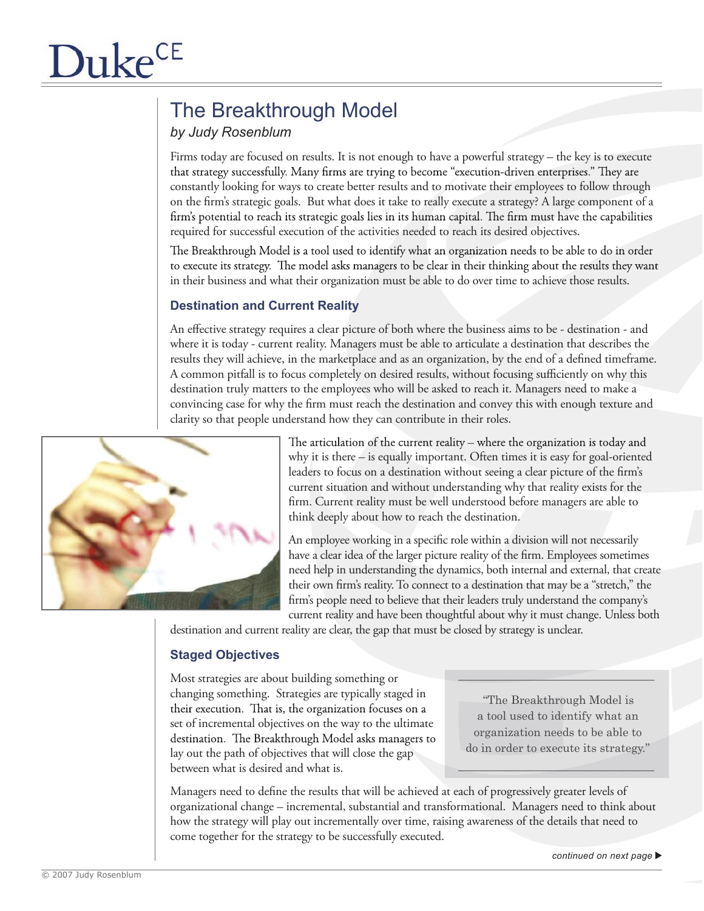# The Breakthrough Model

*by Judy Rosenblum*

Firms today are focused on results. It is not enough to have a powerful strategy – the key is to execute that strategy successfully. Many firms are trying to become "execution-driven enterprises." They are constantly looking for ways to create better results and to motivate their employees to follow through on the firm's strategic goals. But what does it take to really execute a strategy? A large component of a firm's potential to reach its strategic goals lies in its human capital. The firm must have the capabilities required for successful execution of the activities needed to reach its desired objectives.

The Breakthrough Model is a tool used to identify what an organization needs to be able to do in order to execute its strategy. The model asks managers to be clear in their thinking about the results they want in their business and what their organization must be able to do over time to achieve those results.

## Destination and Current Reality

An effective strategy requires a clear picture of both where the business aims to be - destination - and where it is today - current reality. Managers must be able to articulate a destination that describes the results they will achieve, in the marketplace and as an organization, by the end of a defined timeframe. A common pitfall is to focus completely on desired results, without focusing sufficiently on why this destination truly matters to the employees who will be asked to reach it. Managers need to make a convincing case for why the firm must reach the destination and convey this with enough texture and clarity so that people understand how they can contribute in their roles.

The articulation of the current reality – where the organization is today and why it is there – is equally important. Often times it is easy for goal-oriented leaders to focus on a destination without seeing a clear picture of the firm's current situation and without understanding why that reality exists for the firm. Current reality must be well understood before managers are able to think deeply about how to reach the destination.

An employee working in a specific role within a division will not necessarily have a clear idea of the larger picture reality of the firm. Employees sometimes need help in understanding the dynamics, both internal and external, that create their own firm's reality. To connect to a destination that may be a "stretch," the firm's people need to believe that their leaders truly understand the company's current reality and have been thoughtful about why it must change. Unless both destination and current reality are clear, the gap that must be closed by strategy is unclear.

## Staged Objectives

Most strategies are about building something or changing something. Strategies are typically staged in their execution. That is, the organization focuses on a set of incremental objectives on the way to the ultimate destination. The Breakthrough Model asks managers to lay out the path of objectives that will close the gap between what is desired and what is.

> "The Breakthrough Model is a tool used to identify what an organization needs to be able to do in order to execute its strategy."

Managers need to define the results that will be achieved at each of progressively greater levels of organizational change – incremental, substantial and transformational. Managers need to think about how the strategy will play out incrementally over time, raising awareness of the details that need to come together for the strategy to be successfully executed.

*continued on next page ▶*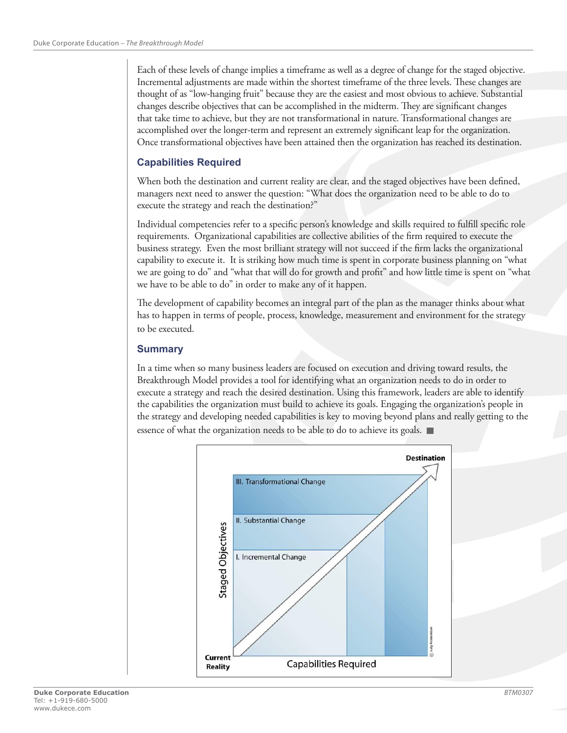Each of these levels of change implies a timeframe as well as a degree of change for the staged objective. Incremental adjustments are made within the shortest timeframe of the three levels. These changes are thought of as "low-hanging fruit" because they are the easiest and most obvious to achieve. Substantial changes describe objectives that can be accomplished in the midterm. They are significant changes that take time to achieve, but they are not transformational in nature. Transformational changes are accomplished over the longer-term and represent an extremely significant leap for the organization. Once transformational objectives have been attained then the organization has reached its destination.

### Capabilities Required

When both the destination and current reality are clear, and the staged objectives have been defined, managers next need to answer the question: "What does the organization need to be able to do to execute the strategy and reach the destination?"

Individual competencies refer to a specific person's knowledge and skills required to fulfill specific role requirements. Organizational capabilities are collective abilities of the firm required to execute the business strategy. Even the most brilliant strategy will not succeed if the firm lacks the organizational capability to execute it. It is striking how much time is spent in corporate business planning on "what we are going to do" and "what that will do for growth and profit" and how little time is spent on "what we have to be able to do" in order to make any of it happen.

The development of capability becomes an integral part of the plan as the manager thinks about what has to happen in terms of people, process, knowledge, measurement and environment for the strategy to be executed.

### Summary

In a time when so many business leaders are focused on execution and driving toward results, the Breakthrough Model provides a tool for identifying what an organization needs to do in order to execute a strategy and reach the desired destination. Using this framework, leaders are able to identify the capabilities the organization must build to achieve its goals. Engaging the organization's people in the strategy and developing needed capabilities is key to moving beyond plans and really getting to the essence of what the organization needs to be able to do to achieve its goals. ■

Destination

III. Transformational Change

II. Substantial Change

I. Incremental Change

Staged Objectives

Current Reality

Capabilities Required

© Judy Rosenblum